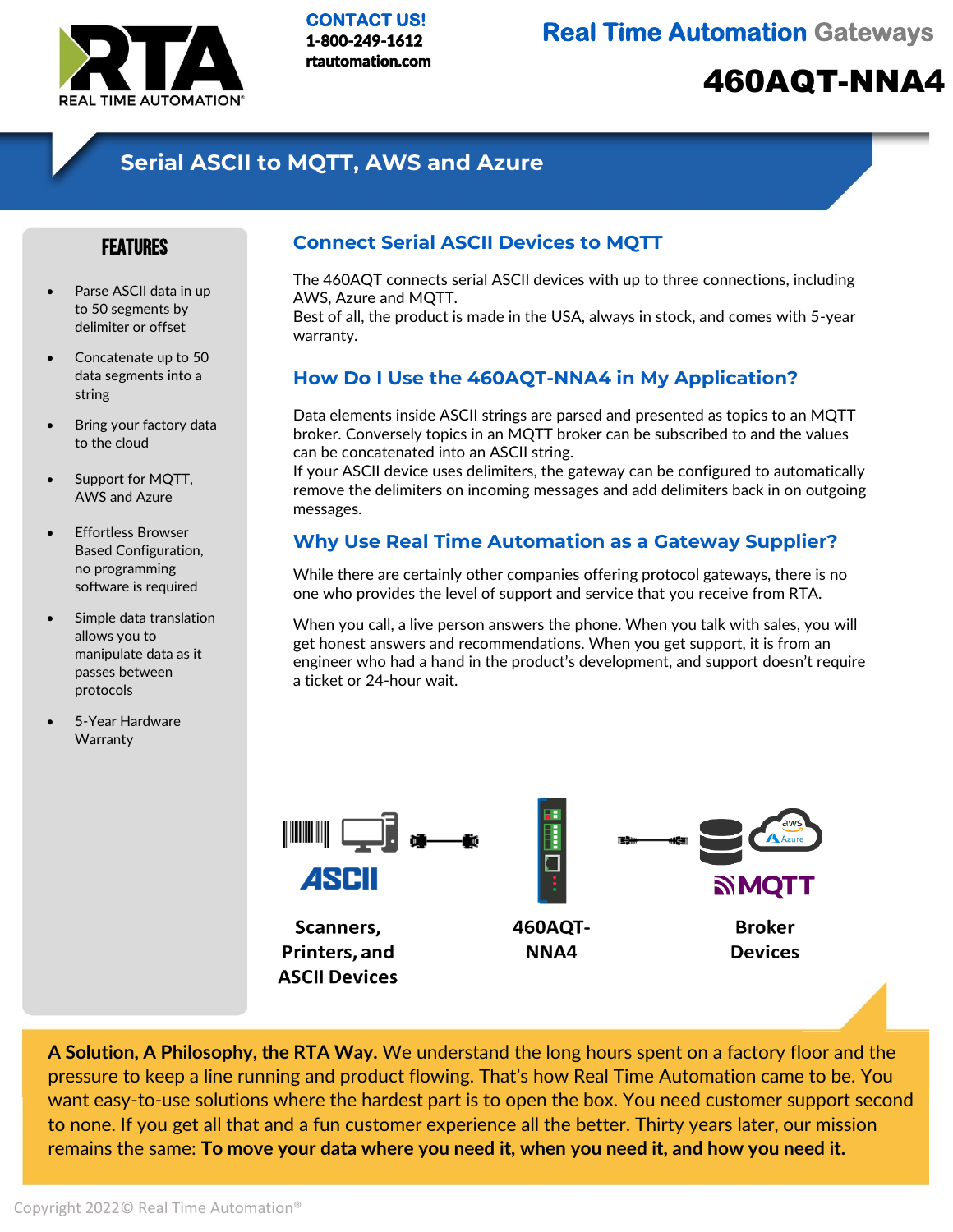CONTACT US!
1-800-249-1612
rtautomation.com

# Real Time Automation Gateways

# 460AQT-NNA4

## Serial ASCII to MQTT, AWS and Azure

### FEATURES

- Parse ASCII data in up to 50 segments by delimiter or offset
- Concatenate up to 50 data segments into a string
- Bring your factory data to the cloud
- Support for MQTT, AWS and Azure
- Effortless Browser Based Configuration, no programming software is required
- Simple data translation allows you to manipulate data as it passes between protocols
- 5-Year Hardware Warranty

### Connect Serial ASCII Devices to MQTT

The 460AQT connects serial ASCII devices with up to three connections, including AWS, Azure and MQTT.
Best of all, the product is made in the USA, always in stock, and comes with 5-year warranty.

### How Do I Use the 460AQT-NNA4 in My Application?

Data elements inside ASCII strings are parsed and presented as topics to an MQTT broker. Conversely topics in an MQTT broker can be subscribed to and the values can be concatenated into an ASCII string.
If your ASCII device uses delimiters, the gateway can be configured to automatically remove the delimiters on incoming messages and add delimiters back in on outgoing messages.

### Why Use Real Time Automation as a Gateway Supplier?

While there are certainly other companies offering protocol gateways, there is no one who provides the level of support and service that you receive from RTA.

When you call, a live person answers the phone. When you talk with sales, you will get honest answers and recommendations. When you get support, it is from an engineer who had a hand in the product's development, and support doesn't require a ticket or 24-hour wait.

ASCII — **Scanners, Printers, and ASCII Devices**

**460AQT-NNA4**

MQTT — **Broker Devices**

**A Solution, A Philosophy, the RTA Way.** We understand the long hours spent on a factory floor and the pressure to keep a line running and product flowing. That's how Real Time Automation came to be. You want easy-to-use solutions where the hardest part is to open the box. You need customer support second to none. If you get all that and a fun customer experience all the better. Thirty years later, our mission remains the same: **To move your data where you need it, when you need it, and how you need it.**

Copyright 2022© Real Time Automation®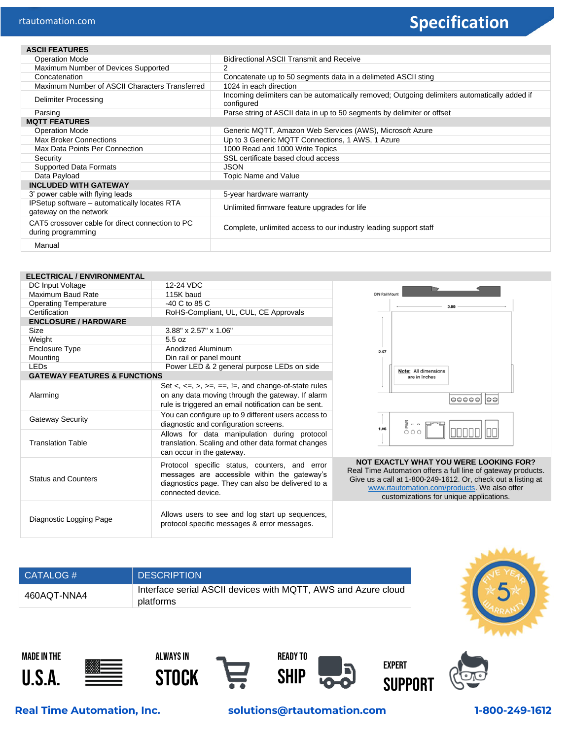## Specification

| | |
|---|---|
| **ASCII FEATURES** | |
| Operation Mode | Bidirectional ASCII Transmit and Receive |
| Maximum Number of Devices Supported | 2 |
| Concatenation | Concatenate up to 50 segments data in a delimeted ASCII sting |
| Maximum Number of ASCII Characters Transferred | 1024 in each direction |
| Delimiter Processing | Incoming delimiters can be automatically removed; Outgoing delimiters automatically added if configured |
| Parsing | Parse string of ASCII data in up to 50 segments by delimiter or offset |
| **MQTT FEATURES** | |
| Operation Mode | Generic MQTT, Amazon Web Services (AWS), Microsoft Azure |
| Max Broker Connections | Up to 3 Generic MQTT Connections, 1 AWS, 1 Azure |
| Max Data Points Per Connection | 1000 Read and 1000 Write Topics |
| Security | SSL certificate based cloud access |
| Supported Data Formats | JSON |
| Data Payload | Topic Name and Value |
| **INCLUDED WITH GATEWAY** | |
| 3' power cable with flying leads | 5-year hardware warranty |
| IPSetup software – automatically locates RTA gateway on the network | Unlimited firmware feature upgrades for life |
| CAT5 crossover cable for direct connection to PC during programming | Complete, unlimited access to our industry leading support staff |
| Manual | |

| | |
|---|---|
| **ELECTRICAL / ENVIRONMENTAL** | |
| DC Input Voltage | 12-24 VDC |
| Maximum Baud Rate | 115K baud |
| Operating Temperature | -40 C to 85 C |
| Certification | RoHS-Compliant, UL, CUL, CE Approvals |
| **ENCLOSURE / HARDWARE** | |
| Size | 3.88" x 2.57" x 1.06" |
| Weight | 5.5 oz |
| Enclosure Type | Anodized Aluminum |
| Mounting | Din rail or panel mount |
| LEDs | Power LED & 2 general purpose LEDs on side |
| **GATEWAY FEATURES & FUNCTIONS** | |
| Alarming | Set <, <=, >, >=, ==, !=, and change-of-state rules on any data moving through the gateway. If alarm rule is triggered an email notification can be sent. |
| Gateway Security | You can configure up to 9 different users access to diagnostic and configuration screens. |
| Translation Table | Allows for data manipulation during protocol translation. Scaling and other data format changes can occur in the gateway. |
| Status and Counters | Protocol specific status, counters, and error messages are accessible within the gateway's diagnostics page. They can also be delivered to a connected device. |
| Diagnostic Logging Page | Allows users to see and log start up sequences, protocol specific messages & error messages. |

DIN Rail Mount

3.88

2.57

1.06

Note: All dimensions are in Inches

**NOT EXACTLY WHAT YOU WERE LOOKING FOR?**
Real Time Automation offers a full line of gateway products. Give us a call at 1-800-249-1612. Or, check out a listing at www.rtautomation.com/products. We also offer customizations for unique applications.

| CATALOG # | DESCRIPTION |
|---|---|
| 460AQT-NNA4 | Interface serial ASCII devices with MQTT, AWS and Azure cloud platforms |

FIVE YEAR 5 WARRANTY

MADE IN THE U.S.A. | ALWAYS IN STOCK | READY TO SHIP | EXPERT SUPPORT

**Real Time Automation, Inc.** | **solutions@rtautomation.com** | **1-800-249-1612**